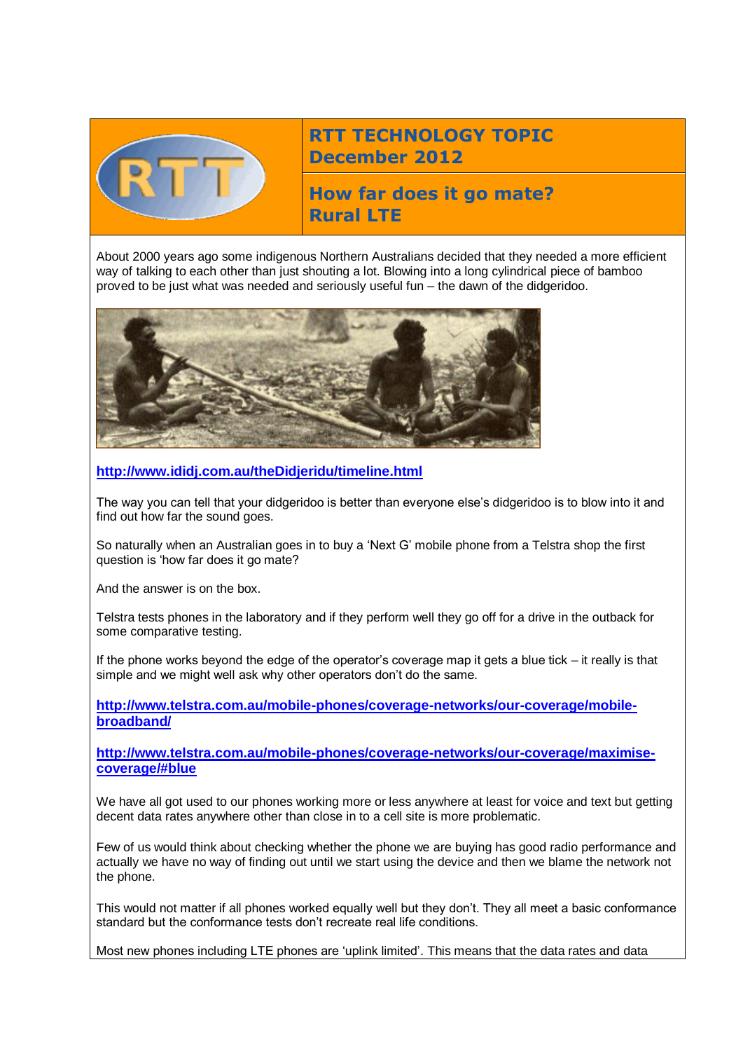# RTT TECHNOLOGY TOPIC
## December 2012

## How far does it go mate? Rural LTE

About 2000 years ago some indigenous Northern Australians decided that they needed a more efficient way of talking to each other than just shouting a lot. Blowing into a long cylindrical piece of bamboo proved to be just what was needed and seriously useful fun – the dawn of the didgeridoo.

**http://www.ididj.com.au/theDidjeridu/timeline.html**

The way you can tell that your didgeridoo is better than everyone else's didgeridoo is to blow into it and find out how far the sound goes.

So naturally when an Australian goes in to buy a 'Next G' mobile phone from a Telstra shop the first question is 'how far does it go mate?

And the answer is on the box.

Telstra tests phones in the laboratory and if they perform well they go off for a drive in the outback for some comparative testing.

If the phone works beyond the edge of the operator's coverage map it gets a blue tick – it really is that simple and we might well ask why other operators don't do the same.

**http://www.telstra.com.au/mobile-phones/coverage-networks/our-coverage/mobile-broadband/**

**http://www.telstra.com.au/mobile-phones/coverage-networks/our-coverage/maximise-coverage/#blue**

We have all got used to our phones working more or less anywhere at least for voice and text but getting decent data rates anywhere other than close in to a cell site is more problematic.

Few of us would think about checking whether the phone we are buying has good radio performance and actually we have no way of finding out until we start using the device and then we blame the network not the phone.

This would not matter if all phones worked equally well but they don't. They all meet a basic conformance standard but the conformance tests don't recreate real life conditions.

Most new phones including LTE phones are 'uplink limited'. This means that the data rates and data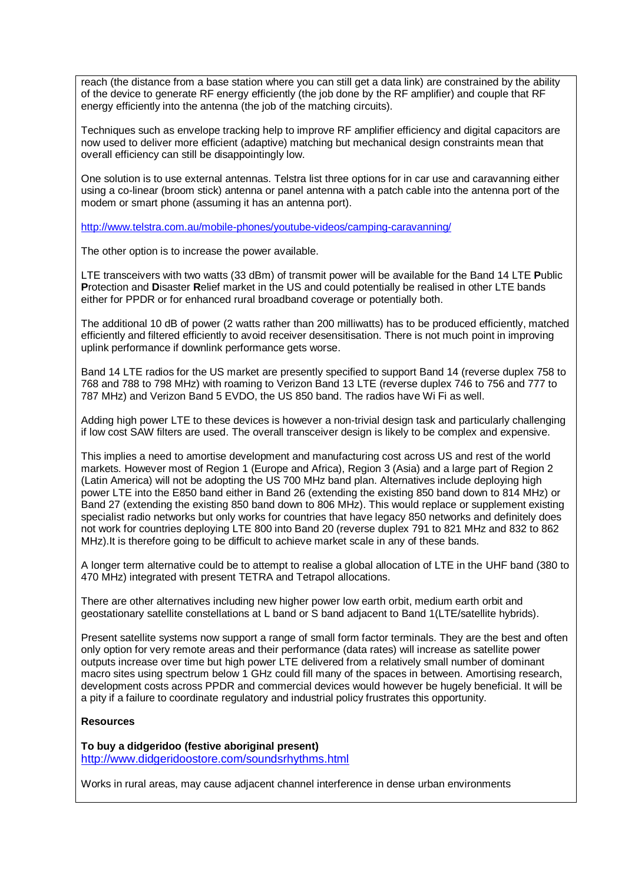reach (the distance from a base station where you can still get a data link) are constrained by the ability of the device to generate RF energy efficiently (the job done by the RF amplifier) and couple that RF energy efficiently into the antenna (the job of the matching circuits).

Techniques such as envelope tracking help to improve RF amplifier efficiency and digital capacitors are now used to deliver more efficient (adaptive) matching but mechanical design constraints mean that overall efficiency can still be disappointingly low.

One solution is to use external antennas. Telstra list three options for in car use and caravanning either using a co-linear (broom stick) antenna or panel antenna with a patch cable into the antenna port of the modem or smart phone (assuming it has an antenna port).

http://www.telstra.com.au/mobile-phones/youtube-videos/camping-caravanning/

The other option is to increase the power available.

LTE transceivers with two watts (33 dBm) of transmit power will be available for the Band 14 LTE **P**ublic **P**rotection and **D**isaster **R**elief market in the US and could potentially be realised in other LTE bands either for PPDR or for enhanced rural broadband coverage or potentially both.

The additional 10 dB of power (2 watts rather than 200 milliwatts) has to be produced efficiently, matched efficiently and filtered efficiently to avoid receiver desensitisation. There is not much point in improving uplink performance if downlink performance gets worse.

Band 14 LTE radios for the US market are presently specified to support Band 14 (reverse duplex 758 to 768 and 788 to 798 MHz) with roaming to Verizon Band 13 LTE (reverse duplex 746 to 756 and 777 to 787 MHz) and Verizon Band 5 EVDO, the US 850 band. The radios have Wi Fi as well.

Adding high power LTE to these devices is however a non-trivial design task and particularly challenging if low cost SAW filters are used. The overall transceiver design is likely to be complex and expensive.

This implies a need to amortise development and manufacturing cost across US and rest of the world markets. However most of Region 1 (Europe and Africa), Region 3 (Asia) and a large part of Region 2 (Latin America) will not be adopting the US 700 MHz band plan. Alternatives include deploying high power LTE into the E850 band either in Band 26 (extending the existing 850 band down to 814 MHz) or Band 27 (extending the existing 850 band down to 806 MHz). This would replace or supplement existing specialist radio networks but only works for countries that have legacy 850 networks and definitely does not work for countries deploying LTE 800 into Band 20 (reverse duplex 791 to 821 MHz and 832 to 862 MHz).It is therefore going to be difficult to achieve market scale in any of these bands.

A longer term alternative could be to attempt to realise a global allocation of LTE in the UHF band (380 to 470 MHz) integrated with present TETRA and Tetrapol allocations.

There are other alternatives including new higher power low earth orbit, medium earth orbit and geostationary satellite constellations at L band or S band adjacent to Band 1(LTE/satellite hybrids).

Present satellite systems now support a range of small form factor terminals. They are the best and often only option for very remote areas and their performance (data rates) will increase as satellite power outputs increase over time but high power LTE delivered from a relatively small number of dominant macro sites using spectrum below 1 GHz could fill many of the spaces in between. Amortising research, development costs across PPDR and commercial devices would however be hugely beneficial. It will be a pity if a failure to coordinate regulatory and industrial policy frustrates this opportunity.

**Resources**

**To buy a didgeridoo (festive aboriginal present)**
http://www.didgeridoostore.com/soundsrhythms.html

Works in rural areas, may cause adjacent channel interference in dense urban environments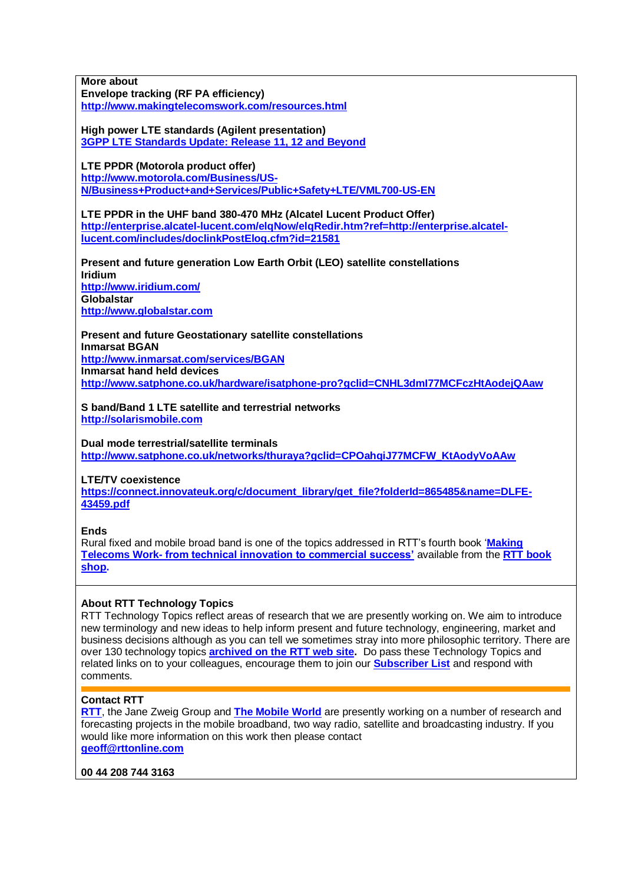**More about**
**Envelope tracking (RF PA efficiency)**
**http://www.makingtelecomswork.com/resources.html**

**High power LTE standards (Agilent presentation)**
**3GPP LTE Standards Update: Release 11, 12 and Beyond**

**LTE PPDR (Motorola product offer)**
**http://www.motorola.com/Business/US-N/Business+Product+and+Services/Public+Safety+LTE/VML700-US-EN**

**LTE PPDR in the UHF band 380-470 MHz (Alcatel Lucent Product Offer)**
**http://enterprise.alcatel-lucent.com/elqNow/elqRedir.htm?ref=http://enterprise.alcatel-lucent.com/includes/doclinkPostEloq.cfm?id=21581**

**Present and future generation Low Earth Orbit (LEO) satellite constellations**
**Iridium**
**http://www.iridium.com/**
**Globalstar**
**http://www.globalstar.com**

**Present and future Geostationary satellite constellations**
**Inmarsat BGAN**
**http://www.inmarsat.com/services/BGAN**
**Inmarsat hand held devices**
**http://www.satphone.co.uk/hardware/isatphone-pro?gclid=CNHL3dmI77MCFczHtAodejQAaw**

**S band/Band 1 LTE satellite and terrestrial networks**
**http://solarismobile.com**

**Dual mode terrestrial/satellite terminals**
**http://www.satphone.co.uk/networks/thuraya?gclid=CPOahqiJ77MCFW_KtAodyVoAAw**

**LTE/TV coexistence**
**https://connect.innovateuk.org/c/document_library/get_file?folderId=865485&name=DLFE-43459.pdf**

**Ends**

Rural fixed and mobile broad band is one of the topics addressed in RTT's fourth book '**Making Telecoms Work- from technical innovation to commercial success'** available from the **RTT book shop.**

**About RTT Technology Topics**

RTT Technology Topics reflect areas of research that we are presently working on. We aim to introduce new terminology and new ideas to help inform present and future technology, engineering, market and business decisions although as you can tell we sometimes stray into more philosophic territory. There are over 130 technology topics **archived on the RTT web site.** Do pass these Technology Topics and related links on to your colleagues, encourage them to join our **Subscriber List** and respond with comments.

**Contact RTT**

**RTT**, the Jane Zweig Group and **The Mobile World** are presently working on a number of research and forecasting projects in the mobile broadband, two way radio, satellite and broadcasting industry. If you would like more information on this work then please contact
**geoff@rttonline.com**

**00 44 208 744 3163**